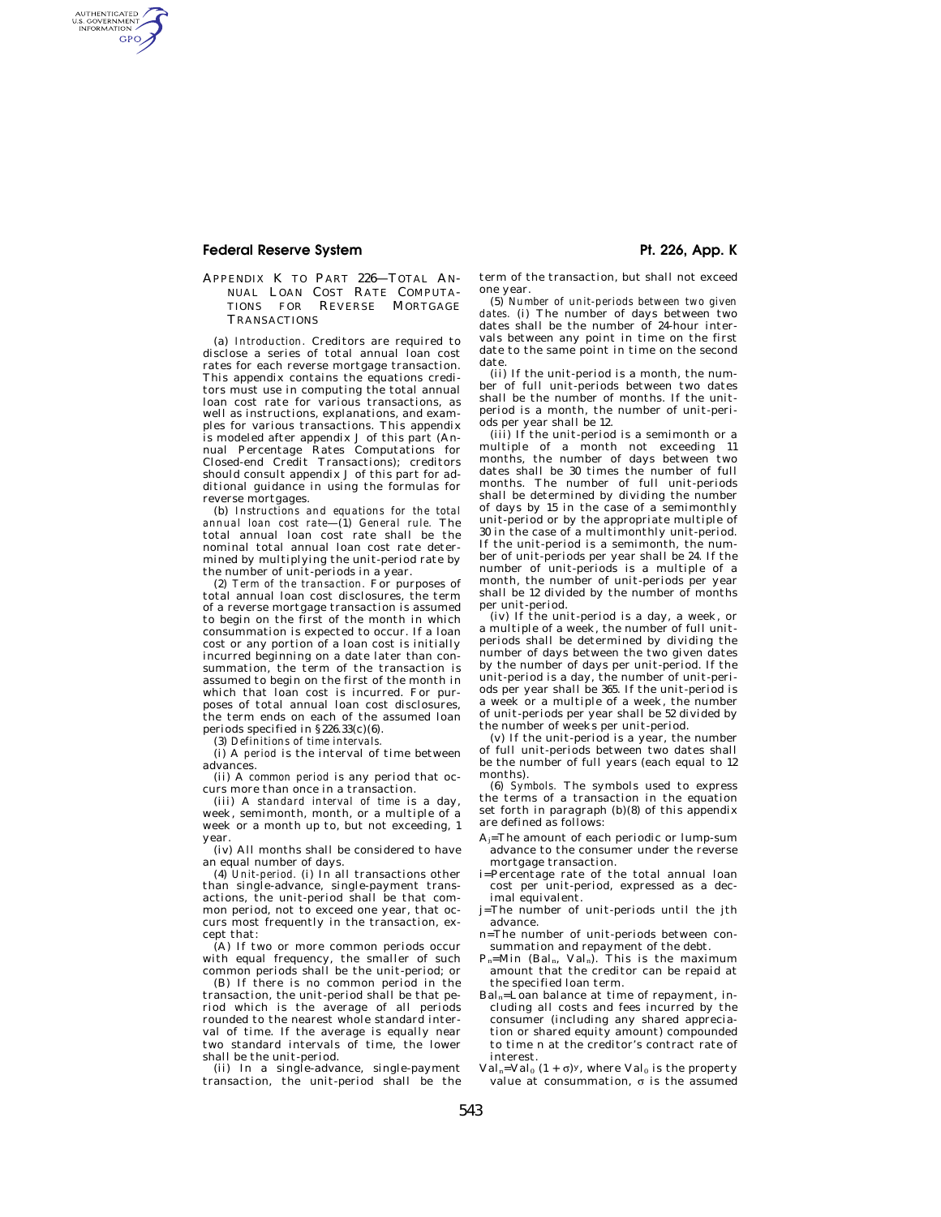# APPENDIX K TO PART 226—TOTAL ANNUAL LOAN COST RATE COMPUTATIONS FOR REVERSE MORTGAGE TRANSACTIONS

(a) *Introduction.* Creditors are required to disclose a series of total annual loan cost rates for each reverse mortgage transaction. This appendix contains the equations creditors must use in computing the total annual loan cost rate for various transactions, as well as instructions, explanations, and examples for various transactions. This appendix is modeled after appendix J of this part (Annual Percentage Rates Computations for Closed-end Credit Transactions); creditors should consult appendix J of this part for additional guidance in using the formulas for reverse mortgages.

(b) *Instructions and equations for the total annual loan cost rate*—(1) *General rule.* The total annual loan cost rate shall be the nominal total annual loan cost rate determined by multiplying the unit-period rate by the number of unit-periods in a year.

(2) *Term of the transaction.* For purposes of total annual loan cost disclosures, the term of a reverse mortgage transaction is assumed to begin on the first of the month in which consummation is expected to occur. If a loan cost or any portion of a loan cost is initially incurred beginning on a date later than consummation, the term of the transaction is assumed to begin on the first of the month in which that loan cost is incurred. For purposes of total annual loan cost disclosures, the term ends on each of the assumed loan periods specified in §226.33(c)(6).

(3) *Definitions of time intervals.*

(i) A *period* is the interval of time between advances.

(ii) A *common period* is any period that occurs more than once in a transaction.

(iii) A *standard interval of time* is a day, week, semimonth, month, or a multiple of a week or a month up to, but not exceeding, 1 year.

(iv) All months shall be considered to have an equal number of days.

(4) *Unit-period.* (i) In all transactions other than single-advance, single-payment transactions, the unit-period shall be that common period, not to exceed one year, that occurs most frequently in the transaction, except that:

(A) If two or more common periods occur with equal frequency, the smaller of such common periods shall be the unit-period; or

(B) If there is no common period in the transaction, the unit-period shall be that period which is the average of all periods rounded to the nearest whole standard interval of time. If the average is equally near two standard intervals of time, the lower shall be the unit-period.

(ii) In a single-advance, single-payment transaction, the unit-period shall be the term of the transaction, but shall not exceed one year.

(5) *Number of unit-periods between two given dates.* (i) The number of days between two dates shall be the number of 24-hour intervals between any point in time on the first date to the same point in time on the second date.

(ii) If the unit-period is a month, the number of full unit-periods between two dates shall be the number of months. If the unit-period is a month, the number of unit-periods per year shall be 12.

(iii) If the unit-period is a semimonth or a multiple of a month not exceeding 11 months, the number of days between two dates shall be 30 times the number of full months. The number of full unit-periods shall be determined by dividing the number of days by 15 in the case of a semimonthly unit-period or by the appropriate multiple of 30 in the case of a multimonthly unit-period. If the unit-period is a semimonth, the number of unit-periods per year shall be 24. If the number of unit-periods is a multiple of a month, the number of unit-periods per year shall be 12 divided by the number of months per unit-period.

(iv) If the unit-period is a day, a week, or a multiple of a week, the number of full unit-periods shall be determined by dividing the number of days between the two given dates by the number of days per unit-period. If the unit-period is a day, the number of unit-periods per year shall be 365. If the unit-period is a week or a multiple of a week, the number of unit-periods per year shall be 52 divided by the number of weeks per unit-period.

(v) If the unit-period is a year, the number of full unit-periods between two dates shall be the number of full years (each equal to 12 months).

(6) *Symbols.* The symbols used to express the terms of a transaction in the equation set forth in paragraph (b)(8) of this appendix are defined as follows:

$A_j$=The amount of each periodic or lump-sum advance to the consumer under the reverse mortgage transaction.

i=Percentage rate of the total annual loan cost per unit-period, expressed as a decimal equivalent.

j=The number of unit-periods until the jth advance.

n=The number of unit-periods between consummation and repayment of the debt.

$P_n$=Min ($Bal_n$, $Val_n$). This is the maximum amount that the creditor can be repaid at the specified loan term.

$Bal_n$=Loan balance at time of repayment, including all costs and fees incurred by the consumer (including any shared appreciation or shared equity amount) compounded to time n at the creditor's contract rate of interest.

$Val_n$=$Val_0$ $(1 + \sigma)^y$, where $Val_0$ is the property value at consummation, σ is the assumed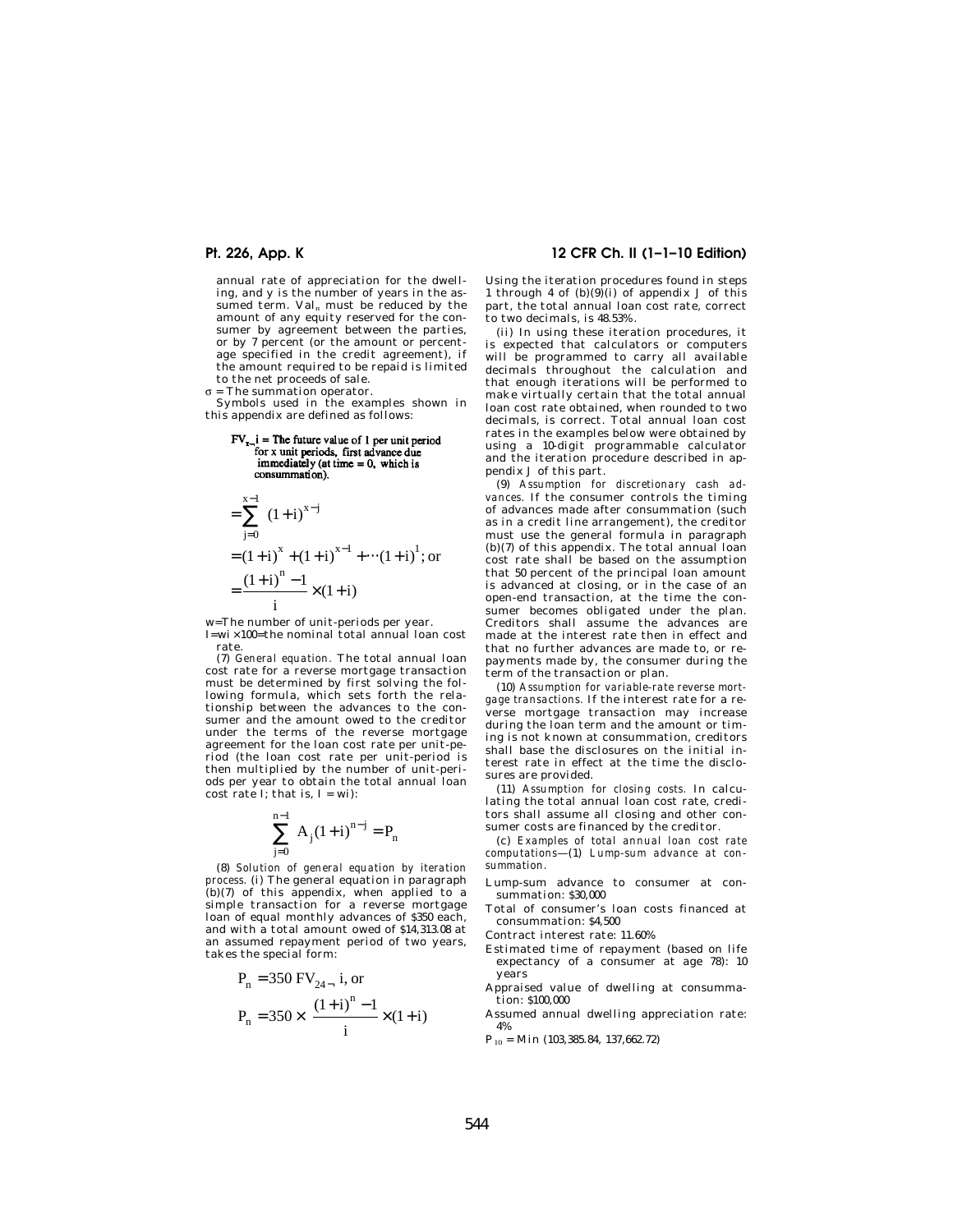annual rate of appreciation for the dwelling, and y is the number of years in the assumed term. $Val_n$ must be reduced by the amount of any equity reserved for the consumer by agreement between the parties, or by 7 percent (or the amount or percentage specified in the credit agreement), if the amount required to be repaid is limited to the net proceeds of sale.

$\sigma$ = The summation operator.

Symbols used in the examples shown in this appendix are defined as follows:

$FV_{x\neg}i$ = The future value of 1 per unit period for x unit periods, first advance due immediately (at time = 0, which is consummation).

$$= \sum_{j=0}^{x-1} (1+i)^{x-j}$$

$$= (1+i)^x + (1+i)^{x-1} + \cdots (1+i)^1 \text{; or}$$

$$= \frac{(1+i)^n - 1}{i} \times (1+i)$$

w=The number of unit-periods per year.

I=wi×100=the nominal total annual loan cost rate.

(7) *General equation.* The total annual loan cost rate for a reverse mortgage transaction must be determined by first solving the following formula, which sets forth the relationship between the advances to the consumer and the amount owed to the creditor under the terms of the reverse mortgage agreement for the loan cost rate per unit-period (the loan cost rate per unit-period is then multiplied by the number of unit-periods per year to obtain the total annual loan cost rate I; that is, I = wi):

$$\sum_{j=0}^{n-1} A_j (1+i)^{n-j} = P_n$$

(8) *Solution of general equation by iteration process.* (i) The general equation in paragraph (b)(7) of this appendix, when applied to a simple transaction for a reverse mortgage loan of equal monthly advances of $350 each, and with a total amount owed of $14,313.08 at an assumed repayment period of two years, takes the special form:

$$P_n = 350\ FV_{24\neg}\ i \text{, or}$$

$$P_n = 350 \times \frac{(1+i)^n - 1}{i} \times (1+i)$$

Using the iteration procedures found in steps 1 through 4 of (b)(9)(i) of appendix J of this part, the total annual loan cost rate, correct to two decimals, is 48.53%.

(ii) In using these iteration procedures, it is expected that calculators or computers will be programmed to carry all available decimals throughout the calculation and that enough iterations will be performed to make virtually certain that the total annual loan cost rate obtained, when rounded to two decimals, is correct. Total annual loan cost rates in the examples below were obtained by using a 10-digit programmable calculator and the iteration procedure described in appendix J of this part.

(9) *Assumption for discretionary cash advances.* If the consumer controls the timing of advances made after consummation (such as in a credit line arrangement), the creditor must use the general formula in paragraph (b)(7) of this appendix. The total annual loan cost rate shall be based on the assumption that 50 percent of the principal loan amount is advanced at closing, or in the case of an open-end transaction, at the time the consumer becomes obligated under the plan. Creditors shall assume the advances are made at the interest rate then in effect and that no further advances are made to, or repayments made by, the consumer during the term of the transaction or plan.

(10) *Assumption for variable-rate reverse mortgage transactions.* If the interest rate for a reverse mortgage transaction may increase during the loan term and the amount or timing is not known at consummation, creditors shall base the disclosures on the initial interest rate in effect at the time the disclosures are provided.

(11) *Assumption for closing costs.* In calculating the total annual loan cost rate, creditors shall assume all closing and other consumer costs are financed by the creditor.

(c) *Examples of total annual loan cost rate computations*—(1) *Lump-sum advance at consummation.*

Lump-sum advance to consumer at consummation: $30,000

Total of consumer's loan costs financed at consummation: $4,500

Contract interest rate: 11.60%

Estimated time of repayment (based on life expectancy of a consumer at age 78): 10 years

Appraised value of dwelling at consummation: $100,000

Assumed annual dwelling appreciation rate: 4%

$P_{10}$ = Min (103,385.84, 137,662.72)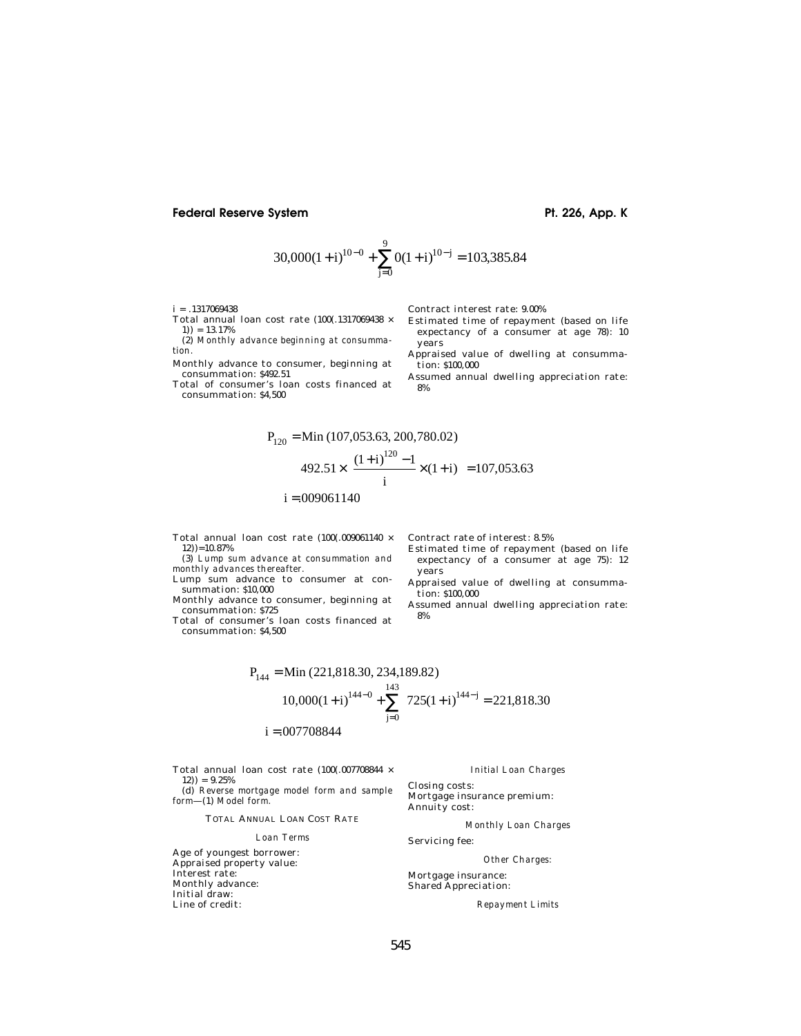$$30{,}000(1+i)^{10-0} + \sum_{j=0}^{9} 0(1+i)^{10-j} = 103{,}385.84$$

i = .1317069438

Total annual loan cost rate (100(.1317069438 × 1)) = 13.17%

(2) *Monthly advance beginning at consummation.*

Monthly advance to consumer, beginning at consummation: $492.51

Total of consumer's loan costs financed at consummation: $4,500

Contract interest rate: 9.00%

Estimated time of repayment (based on life expectancy of a consumer at age 78): 10 years

Appraised value of dwelling at consummation: $100,000

Assumed annual dwelling appreciation rate: 8%

$$P_{120} = \text{Min}\,(107{,}053.63,\ 200{,}780.02)$$

$$492.51 \times \frac{(1+i)^{120} - 1}{i} \times (1+i) = 107{,}053.63$$

$$i = .009061140$$

Total annual loan cost rate (100(.009061140 × 12))=10.87%

(3) *Lump sum advance at consummation and monthly advances thereafter.*

Lump sum advance to consumer at consummation: $10,000

Monthly advance to consumer, beginning at consummation: $725

Total of consumer's loan costs financed at consummation: $4,500

Contract rate of interest: 8.5%

Estimated time of repayment (based on life expectancy of a consumer at age 75): 12 years

Appraised value of dwelling at consummation: $100,000

Assumed annual dwelling appreciation rate: 8%

$$P_{144} = \text{Min}\,(221{,}818.30,\ 234{,}189.82)$$

$$10{,}000(1+i)^{144-0} + \sum_{j=0}^{143} 725(1+i)^{144-j} = 221{,}818.30$$

$$i = .007708844$$

Total annual loan cost rate (100(.007708844 × 12)) = 9.25%

(d) *Reverse mortgage model form and sample form*—(1) *Model form.*

TOTAL ANNUAL LOAN COST RATE

*Loan Terms*

Age of youngest borrower:
Appraised property value:
Interest rate:
Monthly advance:
Initial draw:
Line of credit:

*Initial Loan Charges*

Closing costs:
Mortgage insurance premium:
Annuity cost:

*Monthly Loan Charges*

Servicing fee:

*Other Charges:*

Mortgage insurance:
Shared Appreciation:

*Repayment Limits*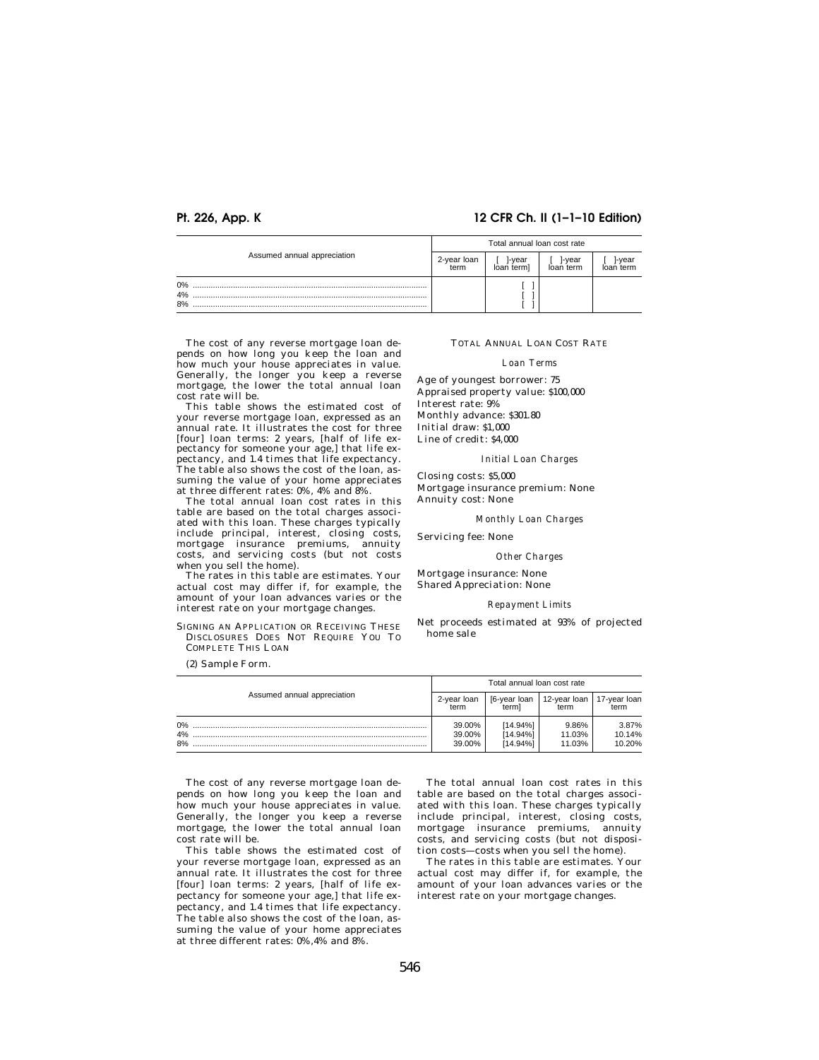| Assumed annual appreciation | Total annual loan cost rate | | | |
|---|---|---|---|---|
| | 2-year loan term | [ ]-year loan term] | [ ]-year loan term | [ ]-year loan term |
| 0% | | [ ] | | |
| 4% | | [ ] | | |
| 8% | | [ ] | | |

The cost of any reverse mortgage loan depends on how long you keep the loan and how much your house appreciates in value. Generally, the longer you keep a reverse mortgage, the lower the total annual loan cost rate will be.

This table shows the estimated cost of your reverse mortgage loan, expressed as an annual rate. It illustrates the cost for three [four] loan terms: 2 years, [half of life expectancy for someone your age,] that life expectancy, and 1.4 times that life expectancy. The table also shows the cost of the loan, assuming the value of your home appreciates at three different rates: 0%, 4% and 8%.

The total annual loan cost rates in this table are based on the total charges associated with this loan. These charges typically include principal, interest, closing costs, mortgage insurance premiums, annuity costs, and servicing costs (but not costs when you sell the home).

The rates in this table are estimates. Your actual cost may differ if, for example, the amount of your loan advances varies or the interest rate on your mortgage changes.

SIGNING AN APPLICATION OR RECEIVING THESE DISCLOSURES DOES NOT REQUIRE YOU TO COMPLETE THIS LOAN

(2) Sample Form.

TOTAL ANNUAL LOAN COST RATE

*Loan Terms*

Age of youngest borrower: 75
Appraised property value: $100,000
Interest rate: 9%
Monthly advance: $301.80
Initial draw: $1,000
Line of credit: $4,000

*Initial Loan Charges*

Closing costs: $5,000
Mortgage insurance premium: None
Annuity cost: None

*Monthly Loan Charges*

Servicing fee: None

*Other Charges*

Mortgage insurance: None
Shared Appreciation: None

*Repayment Limits*

Net proceeds estimated at 93% of projected home sale

| Assumed annual appreciation | Total annual loan cost rate | | | |
|---|---|---|---|---|
| | 2-year loan term | [6-year loan term] | 12-year loan term | 17-year loan term |
| 0% | 39.00% | [14.94%] | 9.86% | 3.87% |
| 4% | 39.00% | [14.94%] | 11.03% | 10.14% |
| 8% | 39.00% | [14.94%] | 11.03% | 10.20% |

The cost of any reverse mortgage loan depends on how long you keep the loan and how much your house appreciates in value. Generally, the longer you keep a reverse mortgage, the lower the total annual loan cost rate will be.

This table shows the estimated cost of your reverse mortgage loan, expressed as an annual rate. It illustrates the cost for three [four] loan terms: 2 years, [half of life expectancy for someone your age,] that life expectancy, and 1.4 times that life expectancy. The table also shows the cost of the loan, assuming the value of your home appreciates at three different rates: 0%,4% and 8%.

The total annual loan cost rates in this table are based on the total charges associated with this loan. These charges typically include principal, interest, closing costs, mortgage insurance premiums, annuity costs, and servicing costs (but not disposition costs—costs when you sell the home).

The rates in this table are estimates. Your actual cost may differ if, for example, the amount of your loan advances varies or the interest rate on your mortgage changes.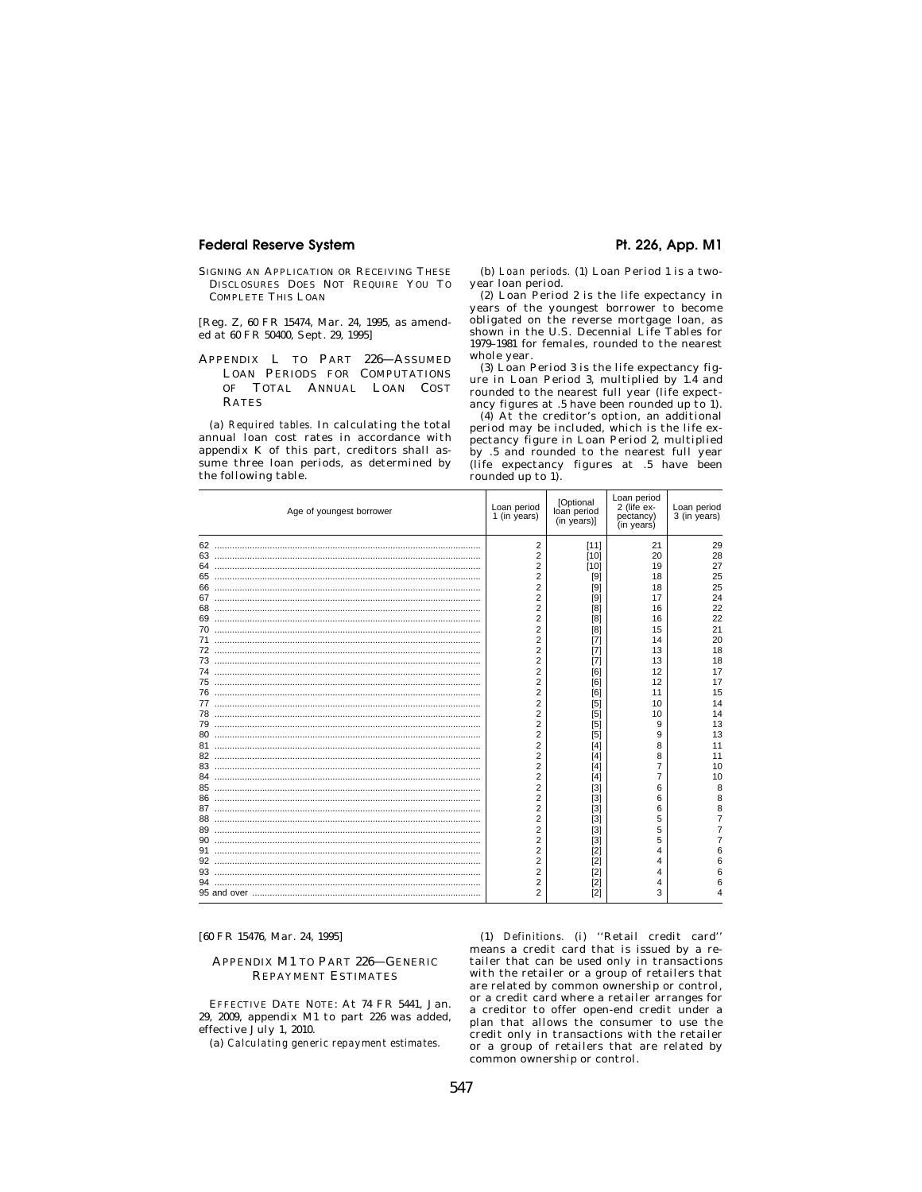SIGNING AN APPLICATION OR RECEIVING THESE DISCLOSURES DOES NOT REQUIRE YOU TO COMPLETE THIS LOAN

[Reg. Z, 60 FR 15474, Mar. 24, 1995, as amended at 60 FR 50400, Sept. 29, 1995]

## APPENDIX L TO PART 226—ASSUMED LOAN PERIODS FOR COMPUTATIONS OF TOTAL ANNUAL LOAN COST RATES

(a) *Required tables.* In calculating the total annual loan cost rates in accordance with appendix K of this part, creditors shall assume three loan periods, as determined by the following table.

(b) *Loan periods.* (1) Loan Period 1 is a two-year loan period.

(2) Loan Period 2 is the life expectancy in years of the youngest borrower to become obligated on the reverse mortgage loan, as shown in the U.S. Decennial Life Tables for 1979–1981 for females, rounded to the nearest whole year.

(3) Loan Period 3 is the life expectancy figure in Loan Period 3, multiplied by 1.4 and rounded to the nearest full year (life expectancy figures at .5 have been rounded up to 1).

(4) At the creditor's option, an additional period may be included, which is the life expectancy figure in Loan Period 2, multiplied by .5 and rounded to the nearest full year (life expectancy figures at .5 have been rounded up to 1).

| Age of youngest borrower | Loan period 1 (in years) | [Optional loan period (in years)] | Loan period 2 (life expectancy) (in years) | Loan period 3 (in years) |
|---|---|---|---|---|
| 62 | 2 | [11] | 21 | 29 |
| 63 | 2 | [10] | 20 | 28 |
| 64 | 2 | [10] | 19 | 27 |
| 65 | 2 | [9] | 18 | 25 |
| 66 | 2 | [9] | 18 | 25 |
| 67 | 2 | [9] | 17 | 24 |
| 68 | 2 | [8] | 16 | 22 |
| 69 | 2 | [8] | 16 | 22 |
| 70 | 2 | [8] | 15 | 21 |
| 71 | 2 | [7] | 14 | 20 |
| 72 | 2 | [7] | 13 | 18 |
| 73 | 2 | [7] | 13 | 18 |
| 74 | 2 | [6] | 12 | 17 |
| 75 | 2 | [6] | 12 | 17 |
| 76 | 2 | [6] | 11 | 15 |
| 77 | 2 | [5] | 10 | 14 |
| 78 | 2 | [5] | 10 | 14 |
| 79 | 2 | [5] | 9 | 13 |
| 80 | 2 | [5] | 9 | 13 |
| 81 | 2 | [4] | 8 | 11 |
| 82 | 2 | [4] | 8 | 11 |
| 83 | 2 | [4] | 7 | 10 |
| 84 | 2 | [4] | 7 | 10 |
| 85 | 2 | [3] | 6 | 8 |
| 86 | 2 | [3] | 6 | 8 |
| 87 | 2 | [3] | 6 | 8 |
| 88 | 2 | [3] | 5 | 7 |
| 89 | 2 | [3] | 5 | 7 |
| 90 | 2 | [3] | 5 | 7 |
| 91 | 2 | [2] | 4 | 6 |
| 92 | 2 | [2] | 4 | 6 |
| 93 | 2 | [2] | 4 | 6 |
| 94 | 2 | [2] | 4 | 6 |
| 95 and over | 2 | [2] | 3 | 4 |

[60 FR 15476, Mar. 24, 1995]

## APPENDIX M1 TO PART 226—GENERIC REPAYMENT ESTIMATES

EFFECTIVE DATE NOTE: At 74 FR 5441, Jan. 29, 2009, appendix M1 to part 226 was added, effective July 1, 2010.

(a) *Calculating generic repayment estimates.*

(1) *Definitions.* (i) ''Retail credit card'' means a credit card that is issued by a retailer that can be used only in transactions with the retailer or a group of retailers that are related by common ownership or control, or a credit card where a retailer arranges for a creditor to offer open-end credit under a plan that allows the consumer to use the credit only in transactions with the retailer or a group of retailers that are related by common ownership or control.